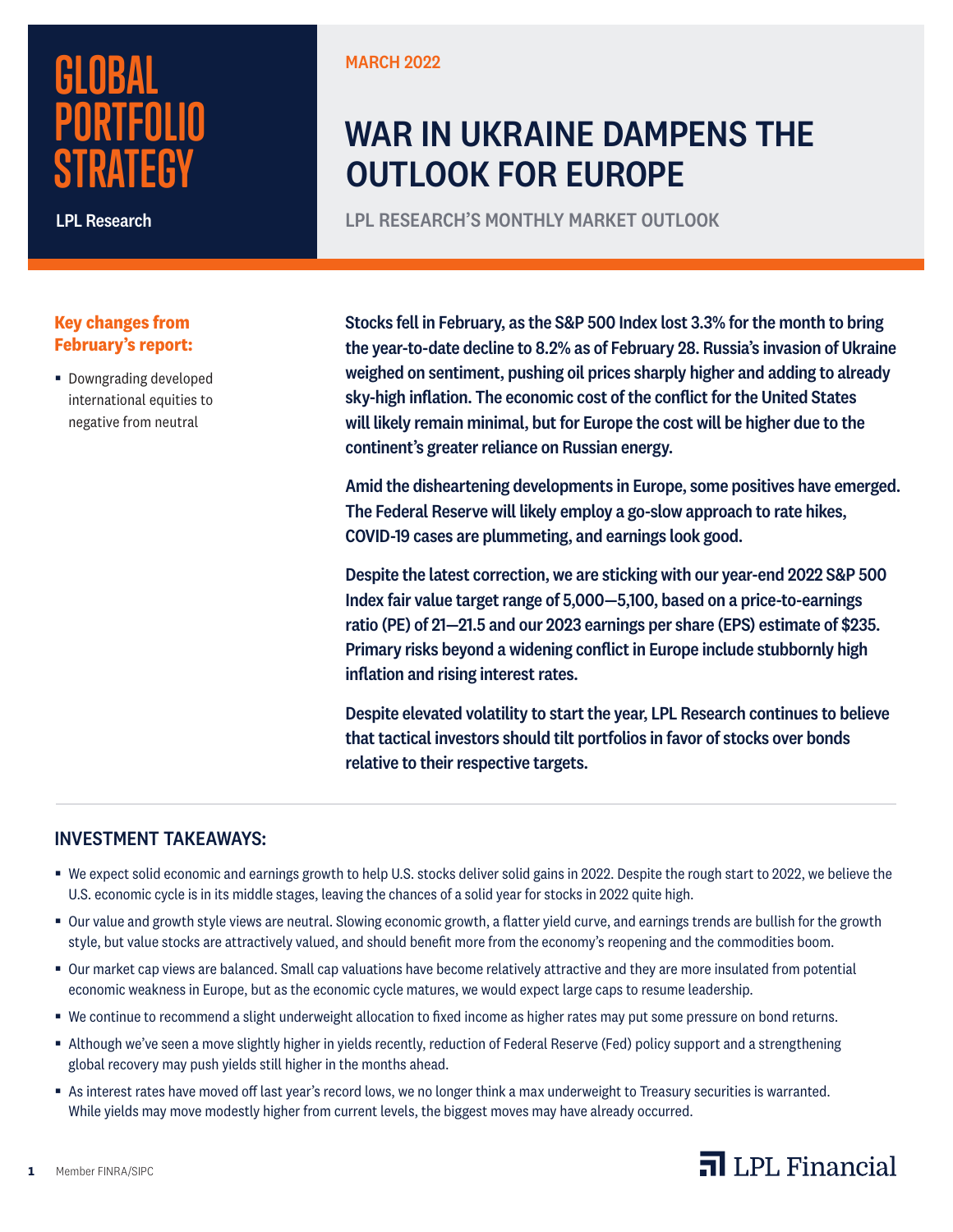# GLOBAL PORTFOLIO STRATEGY

LPL Research

MARCH 2022

# WAR IN UKRAINE DAMPENS THE OUTLOOK FOR EUROPE

## LPL RESEARCH'S MONTHLY MARKET OUTLOOK

**Key changes from February's report:**

- Downgrading developed international equities to negative from neutral

**Stocks fell in February, as the S&P 500 Index lost 3.3% for the month to bring the year-to-date decline to 8.2% as of February 28. Russia's invasion of Ukraine weighed on sentiment, pushing oil prices sharply higher and adding to already sky-high inflation. The economic cost of the conflict for the United States will likely remain minimal, but for Europe the cost will be higher due to the continent's greater reliance on Russian energy.**

**Amid the disheartening developments in Europe, some positives have emerged. The Federal Reserve will likely employ a go-slow approach to rate hikes, COVID-19 cases are plummeting, and earnings look good.**

**Despite the latest correction, we are sticking with our year-end 2022 S&P 500 Index fair value target range of 5,000—5,100, based on a price-to-earnings ratio (PE) of 21—21.5 and our 2023 earnings per share (EPS) estimate of $235. Primary risks beyond a widening conflict in Europe include stubbornly high inflation and rising interest rates.**

**Despite elevated volatility to start the year, LPL Research continues to believe that tactical investors should tilt portfolios in favor of stocks over bonds relative to their respective targets.**

## INVESTMENT TAKEAWAYS:

- We expect solid economic and earnings growth to help U.S. stocks deliver solid gains in 2022. Despite the rough start to 2022, we believe the U.S. economic cycle is in its middle stages, leaving the chances of a solid year for stocks in 2022 quite high.
- Our value and growth style views are neutral. Slowing economic growth, a flatter yield curve, and earnings trends are bullish for the growth style, but value stocks are attractively valued, and should benefit more from the economy's reopening and the commodities boom.
- Our market cap views are balanced. Small cap valuations have become relatively attractive and they are more insulated from potential economic weakness in Europe, but as the economic cycle matures, we would expect large caps to resume leadership.
- We continue to recommend a slight underweight allocation to fixed income as higher rates may put some pressure on bond returns.
- Although we've seen a move slightly higher in yields recently, reduction of Federal Reserve (Fed) policy support and a strengthening global recovery may push yields still higher in the months ahead.
- As interest rates have moved off last year's record lows, we no longer think a max underweight to Treasury securities is warranted. While yields may move modestly higher from current levels, the biggest moves may have already occurred.

Member FINRA/SIPC

LPL Financial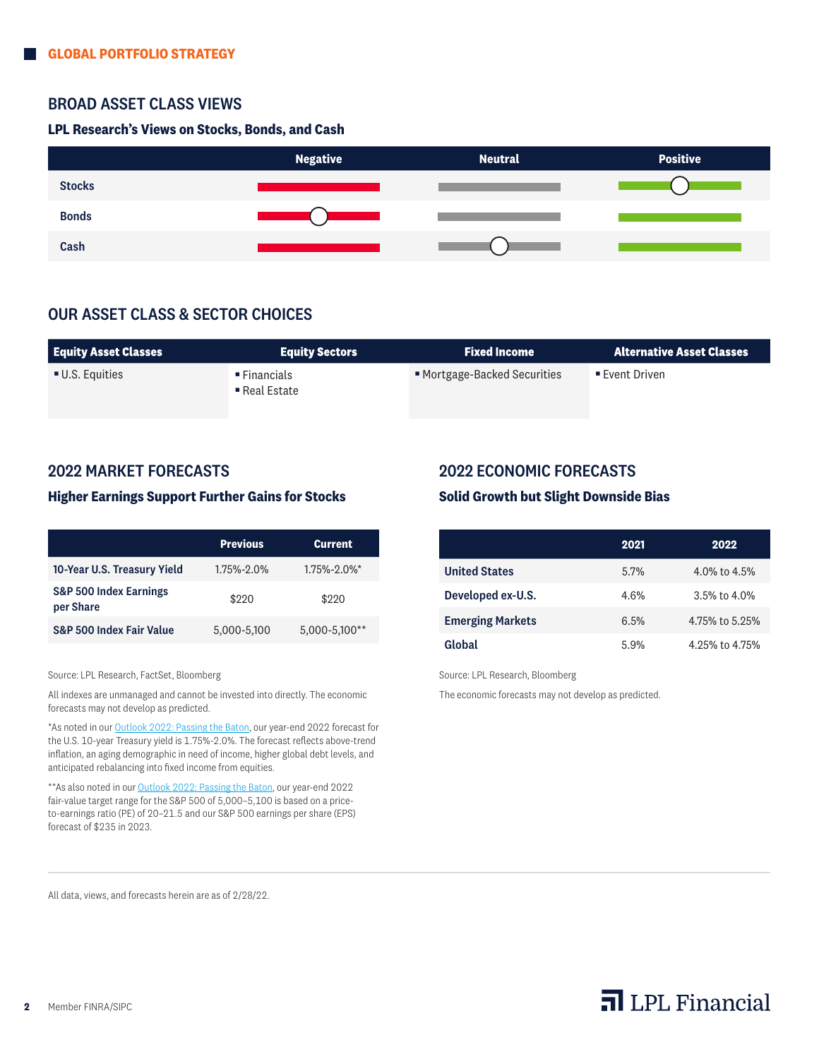## BROAD ASSET CLASS VIEWS

### LPL Research's Views on Stocks, Bonds, and Cash

| | Negative | Neutral | Positive |
|---|---|---|---|
| Stocks | | | ● |
| Bonds | ● | | |
| Cash | | ● | |

## OUR ASSET CLASS & SECTOR CHOICES

| Equity Asset Classes | Equity Sectors | Fixed Income | Alternative Asset Classes |
|---|---|---|---|
| ▪ U.S. Equities | ▪ Financials<br>▪ Real Estate | ▪ Mortgage-Backed Securities | ▪ Event Driven |

## 2022 MARKET FORECASTS

### Higher Earnings Support Further Gains for Stocks

| | Previous | Current |
|---|---|---|
| **10-Year U.S. Treasury Yield** | 1.75%-2.0% | 1.75%-2.0%* |
| **S&P 500 Index Earnings per Share** | $220 | $220 |
| **S&P 500 Index Fair Value** | 5,000-5,100 | 5,000-5,100** |

Source: LPL Research, FactSet, Bloomberg

All indexes are unmanaged and cannot be invested into directly. The economic forecasts may not develop as predicted.

*As noted in our Outlook 2022: Passing the Baton, our year-end 2022 forecast for the U.S. 10-year Treasury yield is 1.75%-2.0%. The forecast reflects above-trend inflation, an aging demographic in need of income, higher global debt levels, and anticipated rebalancing into fixed income from equities.

**As also noted in our Outlook 2022: Passing the Baton, our year-end 2022 fair-value target range for the S&P 500 of 5,000–5,100 is based on a price-to-earnings ratio (PE) of 20–21.5 and our S&P 500 earnings per share (EPS) forecast of $235 in 2023.

## 2022 ECONOMIC FORECASTS

### Solid Growth but Slight Downside Bias

| | 2021 | 2022 |
|---|---|---|
| **United States** | 5.7% | 4.0% to 4.5% |
| **Developed ex-U.S.** | 4.6% | 3.5% to 4.0% |
| **Emerging Markets** | 6.5% | 4.75% to 5.25% |
| **Global** | 5.9% | 4.25% to 4.75% |

Source: LPL Research, Bloomberg

The economic forecasts may not develop as predicted.

All data, views, and forecasts herein are as of 2/28/22.

Member FINRA/SIPC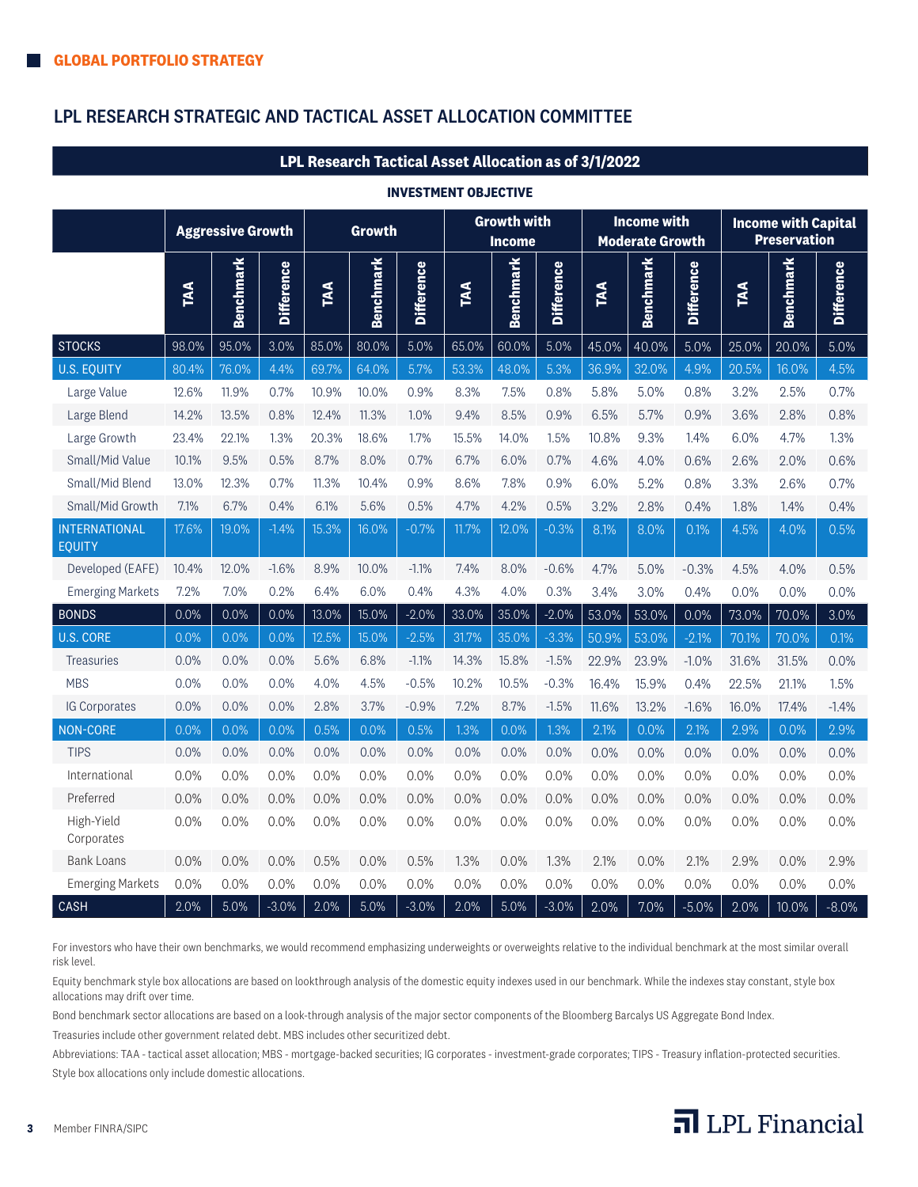## GLOBAL PORTFOLIO STRATEGY

## LPL RESEARCH STRATEGIC AND TACTICAL ASSET ALLOCATION COMMITTEE

**LPL Research Tactical Asset Allocation as of 3/1/2022**

**INVESTMENT OBJECTIVE**

| | Aggressive Growth | | | Growth | | | Growth with Income | | | Income with Moderate Growth | | | Income with Capital Preservation | | |
|---|---|---|---|---|---|---|---|---|---|---|---|---|---|---|---|
| | TAA | Benchmark | Difference | TAA | Benchmark | Difference | TAA | Benchmark | Difference | TAA | Benchmark | Difference | TAA | Benchmark | Difference |
| STOCKS | 98.0% | 95.0% | 3.0% | 85.0% | 80.0% | 5.0% | 65.0% | 60.0% | 5.0% | 45.0% | 40.0% | 5.0% | 25.0% | 20.0% | 5.0% |
| U.S. EQUITY | 80.4% | 76.0% | 4.4% | 69.7% | 64.0% | 5.7% | 53.3% | 48.0% | 5.3% | 36.9% | 32.0% | 4.9% | 20.5% | 16.0% | 4.5% |
| Large Value | 12.6% | 11.9% | 0.7% | 10.9% | 10.0% | 0.9% | 8.3% | 7.5% | 0.8% | 5.8% | 5.0% | 0.8% | 3.2% | 2.5% | 0.7% |
| Large Blend | 14.2% | 13.5% | 0.8% | 12.4% | 11.3% | 1.0% | 9.4% | 8.5% | 0.9% | 6.5% | 5.7% | 0.9% | 3.6% | 2.8% | 0.8% |
| Large Growth | 23.4% | 22.1% | 1.3% | 20.3% | 18.6% | 1.7% | 15.5% | 14.0% | 1.5% | 10.8% | 9.3% | 1.4% | 6.0% | 4.7% | 1.3% |
| Small/Mid Value | 10.1% | 9.5% | 0.5% | 8.7% | 8.0% | 0.7% | 6.7% | 6.0% | 0.7% | 4.6% | 4.0% | 0.6% | 2.6% | 2.0% | 0.6% |
| Small/Mid Blend | 13.0% | 12.3% | 0.7% | 11.3% | 10.4% | 0.9% | 8.6% | 7.8% | 0.9% | 6.0% | 5.2% | 0.8% | 3.3% | 2.6% | 0.7% |
| Small/Mid Growth | 7.1% | 6.7% | 0.4% | 6.1% | 5.6% | 0.5% | 4.7% | 4.2% | 0.5% | 3.2% | 2.8% | 0.4% | 1.8% | 1.4% | 0.4% |
| INTERNATIONAL EQUITY | 17.6% | 19.0% | -1.4% | 15.3% | 16.0% | -0.7% | 11.7% | 12.0% | -0.3% | 8.1% | 8.0% | 0.1% | 4.5% | 4.0% | 0.5% |
| Developed (EAFE) | 10.4% | 12.0% | -1.6% | 8.9% | 10.0% | -1.1% | 7.4% | 8.0% | -0.6% | 4.7% | 5.0% | -0.3% | 4.5% | 4.0% | 0.5% |
| Emerging Markets | 7.2% | 7.0% | 0.2% | 6.4% | 6.0% | 0.4% | 4.3% | 4.0% | 0.3% | 3.4% | 3.0% | 0.4% | 0.0% | 0.0% | 0.0% |
| BONDS | 0.0% | 0.0% | 0.0% | 13.0% | 15.0% | -2.0% | 33.0% | 35.0% | -2.0% | 53.0% | 53.0% | 0.0% | 73.0% | 70.0% | 3.0% |
| U.S. CORE | 0.0% | 0.0% | 0.0% | 12.5% | 15.0% | -2.5% | 31.7% | 35.0% | -3.3% | 50.9% | 53.0% | -2.1% | 70.1% | 70.0% | 0.1% |
| Treasuries | 0.0% | 0.0% | 0.0% | 5.6% | 6.8% | -1.1% | 14.3% | 15.8% | -1.5% | 22.9% | 23.9% | -1.0% | 31.6% | 31.5% | 0.0% |
| MBS | 0.0% | 0.0% | 0.0% | 4.0% | 4.5% | -0.5% | 10.2% | 10.5% | -0.3% | 16.4% | 15.9% | 0.4% | 22.5% | 21.1% | 1.5% |
| IG Corporates | 0.0% | 0.0% | 0.0% | 2.8% | 3.7% | -0.9% | 7.2% | 8.7% | -1.5% | 11.6% | 13.2% | -1.6% | 16.0% | 17.4% | -1.4% |
| NON-CORE | 0.0% | 0.0% | 0.0% | 0.5% | 0.0% | 0.5% | 1.3% | 0.0% | 1.3% | 2.1% | 0.0% | 2.1% | 2.9% | 0.0% | 2.9% |
| TIPS | 0.0% | 0.0% | 0.0% | 0.0% | 0.0% | 0.0% | 0.0% | 0.0% | 0.0% | 0.0% | 0.0% | 0.0% | 0.0% | 0.0% | 0.0% |
| International | 0.0% | 0.0% | 0.0% | 0.0% | 0.0% | 0.0% | 0.0% | 0.0% | 0.0% | 0.0% | 0.0% | 0.0% | 0.0% | 0.0% | 0.0% |
| Preferred | 0.0% | 0.0% | 0.0% | 0.0% | 0.0% | 0.0% | 0.0% | 0.0% | 0.0% | 0.0% | 0.0% | 0.0% | 0.0% | 0.0% | 0.0% |
| High-Yield Corporates | 0.0% | 0.0% | 0.0% | 0.0% | 0.0% | 0.0% | 0.0% | 0.0% | 0.0% | 0.0% | 0.0% | 0.0% | 0.0% | 0.0% | 0.0% |
| Bank Loans | 0.0% | 0.0% | 0.0% | 0.5% | 0.0% | 0.5% | 1.3% | 0.0% | 1.3% | 2.1% | 0.0% | 2.1% | 2.9% | 0.0% | 2.9% |
| Emerging Markets | 0.0% | 0.0% | 0.0% | 0.0% | 0.0% | 0.0% | 0.0% | 0.0% | 0.0% | 0.0% | 0.0% | 0.0% | 0.0% | 0.0% | 0.0% |
| CASH | 2.0% | 5.0% | -3.0% | 2.0% | 5.0% | -3.0% | 2.0% | 5.0% | -3.0% | 2.0% | 7.0% | -5.0% | 2.0% | 10.0% | -8.0% |

For investors who have their own benchmarks, we would recommend emphasizing underweights or overweights relative to the individual benchmark at the most similar overall risk level.

Equity benchmark style box allocations are based on lookthrough analysis of the domestic equity indexes used in our benchmark. While the indexes stay constant, style box allocations may drift over time.

Bond benchmark sector allocations are based on a look-through analysis of the major sector components of the Bloomberg Barcalys US Aggregate Bond Index.

Treasuries include other government related debt. MBS includes other securitized debt.

Abbreviations: TAA - tactical asset allocation; MBS - mortgage-backed securities; IG corporates - investment-grade corporates; TIPS - Treasury inflation-protected securities.

Style box allocations only include domestic allocations.

Member FINRA/SIPC

LPL Financial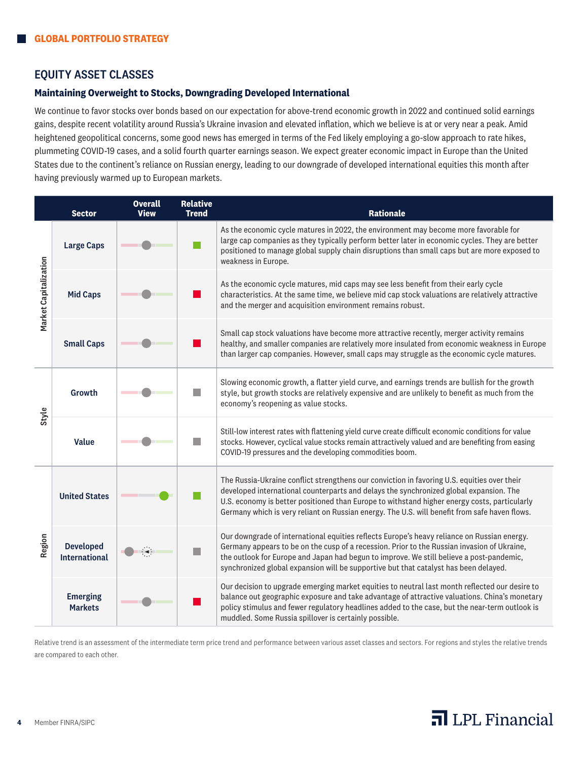## EQUITY ASSET CLASSES

### Maintaining Overweight to Stocks, Downgrading Developed International

We continue to favor stocks over bonds based on our expectation for above-trend economic growth in 2022 and continued solid earnings gains, despite recent volatility around Russia's Ukraine invasion and elevated inflation, which we believe is at or very near a peak. Amid heightened geopolitical concerns, some good news has emerged in terms of the Fed likely employing a go-slow approach to rate hikes, plummeting COVID-19 cases, and a solid fourth quarter earnings season. We expect greater economic impact in Europe than the United States due to the continent's reliance on Russian energy, leading to our downgrade of developed international equities this month after having previously warmed up to European markets.

| | Sector | Overall View | Relative Trend | Rationale |
|---|---|---|---|---|
| Market Capitalization | Large Caps | Neutral | Green | As the economic cycle matures in 2022, the environment may become more favorable for large cap companies as they typically perform better later in economic cycles. They are better positioned to manage global supply chain disruptions than small caps but are more exposed to weakness in Europe. |
| | Mid Caps | Neutral | Red | As the economic cycle matures, mid caps may see less benefit from their early cycle characteristics. At the same time, we believe mid cap stock valuations are relatively attractive and the merger and acquisition environment remains robust. |
| | Small Caps | Neutral | Red | Small cap stock valuations have become more attractive recently, merger activity remains healthy, and smaller companies are relatively more insulated from economic weakness in Europe than larger cap companies. However, small caps may struggle as the economic cycle matures. |
| Style | Growth | Neutral | Gray | Slowing economic growth, a flatter yield curve, and earnings trends are bullish for the growth style, but growth stocks are relatively expensive and are unlikely to benefit as much from the economy's reopening as value stocks. |
| | Value | Neutral | Gray | Still-low interest rates with flattening yield curve create difficult economic conditions for value stocks. However, cyclical value stocks remain attractively valued and are benefiting from easing COVID-19 pressures and the developing commodities boom. |
| Region | United States | Positive | Green | The Russia-Ukraine conflict strengthens our conviction in favoring U.S. equities over their developed international counterparts and delays the synchronized global expansion. The U.S. economy is better positioned than Europe to withstand higher energy costs, particularly Germany which is very reliant on Russian energy. The U.S. will benefit from safe haven flows. |
| | Developed International | Negative (downgraded from Neutral) | Gray | Our downgrade of international equities reflects Europe's heavy reliance on Russian energy. Germany appears to be on the cusp of a recession. Prior to the Russian invasion of Ukraine, the outlook for Europe and Japan had begun to improve. We still believe a post-pandemic, synchronized global expansion will be supportive but that catalyst has been delayed. |
| | Emerging Markets | Neutral | Red | Our decision to upgrade emerging market equities to neutral last month reflected our desire to balance out geographic exposure and take advantage of attractive valuations. China's monetary policy stimulus and fewer regulatory headlines added to the case, but the near-term outlook is muddled. Some Russia spillover is certainly possible. |

Relative trend is an assessment of the intermediate term price trend and performance between various asset classes and sectors. For regions and styles the relative trends are compared to each other.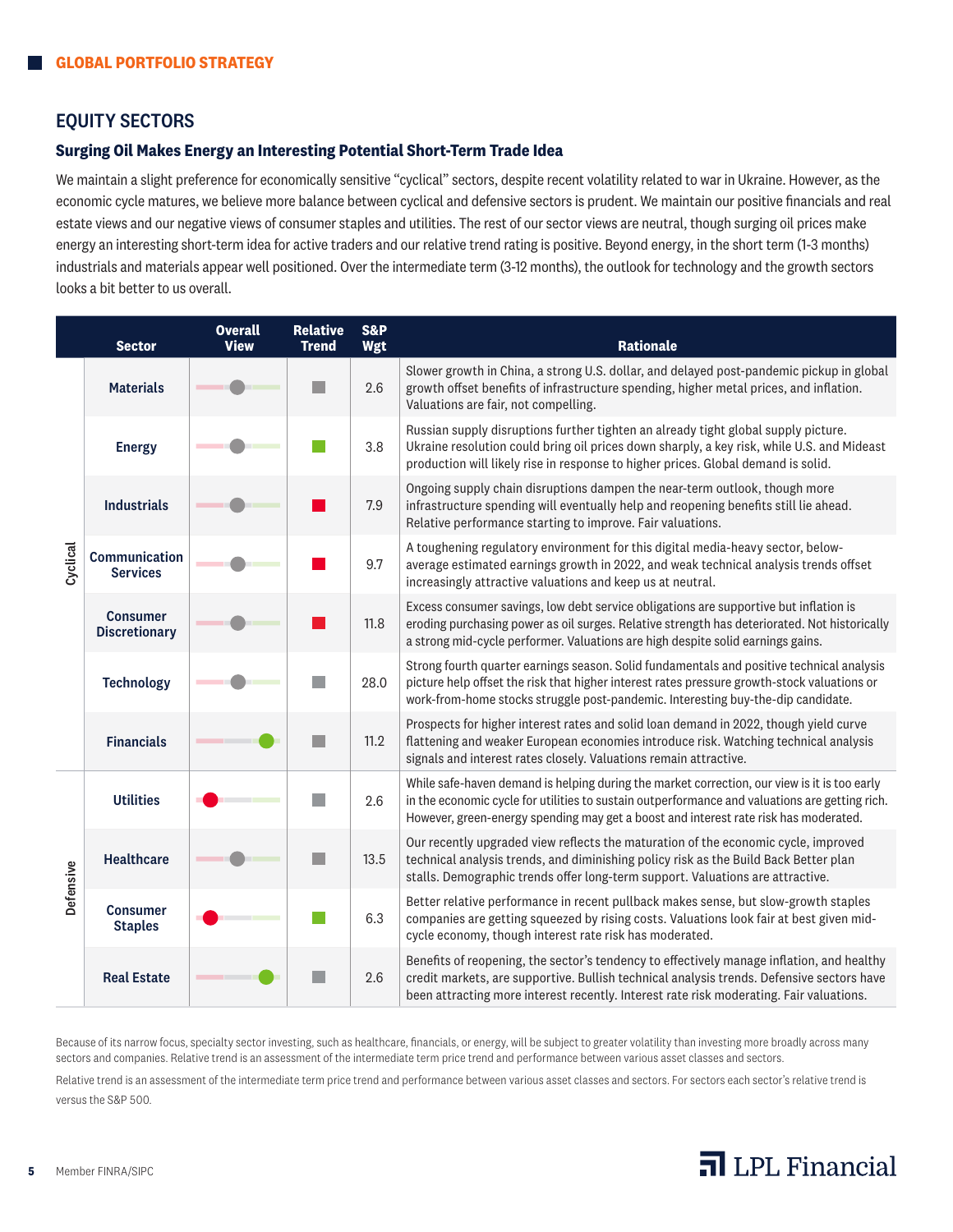## EQUITY SECTORS

### Surging Oil Makes Energy an Interesting Potential Short-Term Trade Idea

We maintain a slight preference for economically sensitive "cyclical" sectors, despite recent volatility related to war in Ukraine. However, as the economic cycle matures, we believe more balance between cyclical and defensive sectors is prudent. We maintain our positive financials and real estate views and our negative views of consumer staples and utilities. The rest of our sector views are neutral, though surging oil prices make energy an interesting short-term idea for active traders and our relative trend rating is positive. Beyond energy, in the short term (1-3 months) industrials and materials appear well positioned. Over the intermediate term (3-12 months), the outlook for technology and the growth sectors looks a bit better to us overall.

| | Sector | Overall View | Relative Trend | S&P Wgt | Rationale |
|---|---|---|---|---|---|
| Cyclical | Materials | Neutral | Neutral | 2.6 | Slower growth in China, a strong U.S. dollar, and delayed post-pandemic pickup in global growth offset benefits of infrastructure spending, higher metal prices, and inflation. Valuations are fair, not compelling. |
| | Energy | Neutral | Positive | 3.8 | Russian supply disruptions further tighten an already tight global supply picture. Ukraine resolution could bring oil prices down sharply, a key risk, while U.S. and Mideast production will likely rise in response to higher prices. Global demand is solid. |
| | Industrials | Neutral | Negative | 7.9 | Ongoing supply chain disruptions dampen the near-term outlook, though more infrastructure spending will eventually help and reopening benefits still lie ahead. Relative performance starting to improve. Fair valuations. |
| | Communication Services | Neutral | Negative | 9.7 | A toughening regulatory environment for this digital media-heavy sector, below-average estimated earnings growth in 2022, and weak technical analysis trends offset increasingly attractive valuations and keep us at neutral. |
| | Consumer Discretionary | Neutral | Negative | 11.8 | Excess consumer savings, low debt service obligations are supportive but inflation is eroding purchasing power as oil surges. Relative strength has deteriorated. Not historically a strong mid-cycle performer. Valuations are high despite solid earnings gains. |
| | Technology | Neutral | Neutral | 28.0 | Strong fourth quarter earnings season. Solid fundamentals and positive technical analysis picture help offset the risk that higher interest rates pressure growth-stock valuations or work-from-home stocks struggle post-pandemic. Interesting buy-the-dip candidate. |
| | Financials | Positive | Neutral | 11.2 | Prospects for higher interest rates and solid loan demand in 2022, though yield curve flattening and weaker European economies introduce risk. Watching technical analysis signals and interest rates closely. Valuations remain attractive. |
| Defensive | Utilities | Negative | Neutral | 2.6 | While safe-haven demand is helping during the market correction, our view is it is too early in the economic cycle for utilities to sustain outperformance and valuations are getting rich. However, green-energy spending may get a boost and interest rate risk has moderated. |
| | Healthcare | Neutral | Neutral | 13.5 | Our recently upgraded view reflects the maturation of the economic cycle, improved technical analysis trends, and diminishing policy risk as the Build Back Better plan stalls. Demographic trends offer long-term support. Valuations are attractive. |
| | Consumer Staples | Negative | Positive | 6.3 | Better relative performance in recent pullback makes sense, but slow-growth staples companies are getting squeezed by rising costs. Valuations look fair at best given mid-cycle economy, though interest rate risk has moderated. |
| | Real Estate | Positive | Neutral | 2.6 | Benefits of reopening, the sector's tendency to effectively manage inflation, and healthy credit markets, are supportive. Bullish technical analysis trends. Defensive sectors have been attracting more interest recently. Interest rate risk moderating. Fair valuations. |

Because of its narrow focus, specialty sector investing, such as healthcare, financials, or energy, will be subject to greater volatility than investing more broadly across many sectors and companies. Relative trend is an assessment of the intermediate term price trend and performance between various asset classes and sectors.

Relative trend is an assessment of the intermediate term price trend and performance between various asset classes and sectors. For sectors each sector's relative trend is versus the S&P 500.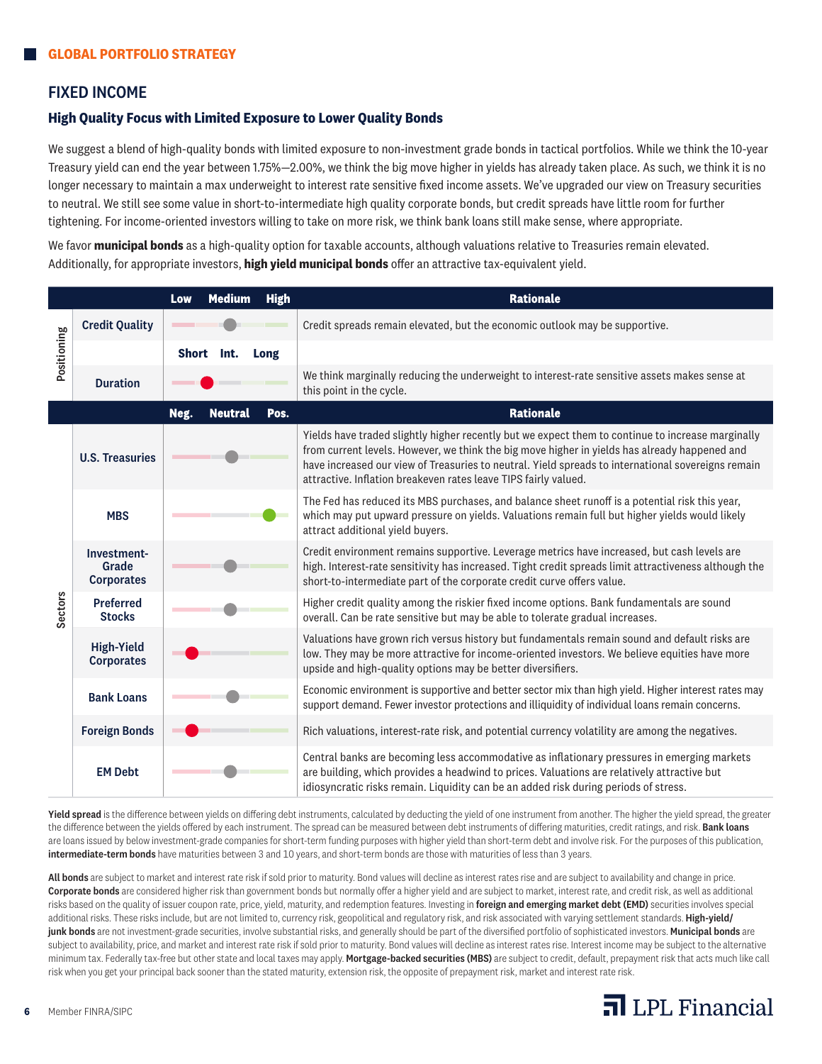GLOBAL PORTFOLIO STRATEGY

## FIXED INCOME

### High Quality Focus with Limited Exposure to Lower Quality Bonds

We suggest a blend of high-quality bonds with limited exposure to non-investment grade bonds in tactical portfolios. While we think the 10-year Treasury yield can end the year between 1.75%—2.00%, we think the big move higher in yields has already taken place. As such, we think it is no longer necessary to maintain a max underweight to interest rate sensitive fixed income assets. We've upgraded our view on Treasury securities to neutral. We still see some value in short-to-intermediate high quality corporate bonds, but credit spreads have little room for further tightening. For income-oriented investors willing to take on more risk, we think bank loans still make sense, where appropriate.

We favor **municipal bonds** as a high-quality option for taxable accounts, although valuations relative to Treasuries remain elevated. Additionally, for appropriate investors, **high yield municipal bonds** offer an attractive tax-equivalent yield.

| | | Low / Medium / High | Rationale |
|---|---|---|---|
| Positioning | Credit Quality | Medium | Credit spreads remain elevated, but the economic outlook may be supportive. |
| | | **Short / Int. / Long** | |
| | Duration | Short | We think marginally reducing the underweight to interest-rate sensitive assets makes sense at this point in the cycle. |
| | | **Neg. / Neutral / Pos.** | **Rationale** |
| Sectors | U.S. Treasuries | Neutral | Yields have traded slightly higher recently but we expect them to continue to increase marginally from current levels. However, we think the big move higher in yields has already happened and have increased our view of Treasuries to neutral. Yield spreads to international sovereigns remain attractive. Inflation breakeven rates leave TIPS fairly valued. |
| | MBS | Pos. | The Fed has reduced its MBS purchases, and balance sheet runoff is a potential risk this year, which may put upward pressure on yields. Valuations remain full but higher yields would likely attract additional yield buyers. |
| | Investment-Grade Corporates | Neutral | Credit environment remains supportive. Leverage metrics have increased, but cash levels are high. Interest-rate sensitivity has increased. Tight credit spreads limit attractiveness although the short-to-intermediate part of the corporate credit curve offers value. |
| | Preferred Stocks | Neutral | Higher credit quality among the riskier fixed income options. Bank fundamentals are sound overall. Can be rate sensitive but may be able to tolerate gradual increases. |
| | High-Yield Corporates | Neg. | Valuations have grown rich versus history but fundamentals remain sound and default risks are low. They may be more attractive for income-oriented investors. We believe equities have more upside and high-quality options may be better diversifiers. |
| | Bank Loans | Neutral | Economic environment is supportive and better sector mix than high yield. Higher interest rates may support demand. Fewer investor protections and illiquidity of individual loans remain concerns. |
| | Foreign Bonds | Neg. | Rich valuations, interest-rate risk, and potential currency volatility are among the negatives. |
| | EM Debt | Neutral | Central banks are becoming less accommodative as inflationary pressures in emerging markets are building, which provides a headwind to prices. Valuations are relatively attractive but idiosyncratic risks remain. Liquidity can be an added risk during periods of stress. |

**Yield spread** is the difference between yields on differing debt instruments, calculated by deducting the yield of one instrument from another. The higher the yield spread, the greater the difference between the yields offered by each instrument. The spread can be measured between debt instruments of differing maturities, credit ratings, and risk. **Bank loans** are loans issued by below investment-grade companies for short-term funding purposes with higher yield than short-term debt and involve risk. For the purposes of this publication, **intermediate-term bonds** have maturities between 3 and 10 years, and short-term bonds are those with maturities of less than 3 years.

**All bonds** are subject to market and interest rate risk if sold prior to maturity. Bond values will decline as interest rates rise and are subject to availability and change in price. **Corporate bonds** are considered higher risk than government bonds but normally offer a higher yield and are subject to market, interest rate, and credit risk, as well as additional risks based on the quality of issuer coupon rate, price, yield, maturity, and redemption features. Investing in **foreign and emerging market debt (EMD)** securities involves special additional risks. These risks include, but are not limited to, currency risk, geopolitical and regulatory risk, and risk associated with varying settlement standards. **High-yield/junk bonds** are not investment-grade securities, involve substantial risks, and generally should be part of the diversified portfolio of sophisticated investors. **Municipal bonds** are subject to availability, price, and market and interest rate risk if sold prior to maturity. Bond values will decline as interest rates rise. Interest income may be subject to the alternative minimum tax. Federally tax-free but other state and local taxes may apply. **Mortgage-backed securities (MBS)** are subject to credit, default, prepayment risk that acts much like call risk when you get your principal back sooner than the stated maturity, extension risk, the opposite of prepayment risk, market and interest rate risk.

Member FINRA/SIPC

LPL Financial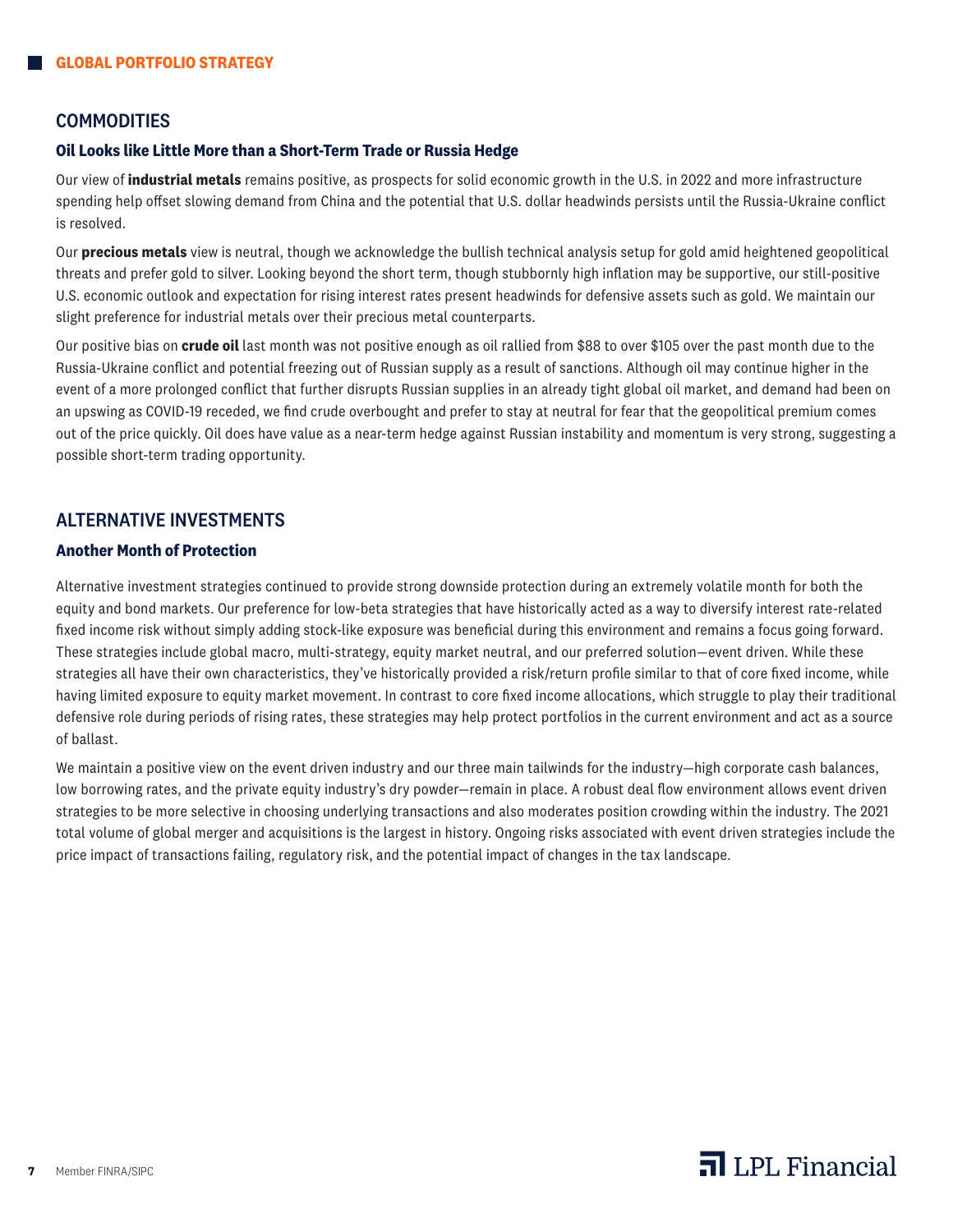## COMMODITIES

### Oil Looks like Little More than a Short-Term Trade or Russia Hedge

Our view of **industrial metals** remains positive, as prospects for solid economic growth in the U.S. in 2022 and more infrastructure spending help offset slowing demand from China and the potential that U.S. dollar headwinds persists until the Russia-Ukraine conflict is resolved.

Our **precious metals** view is neutral, though we acknowledge the bullish technical analysis setup for gold amid heightened geopolitical threats and prefer gold to silver. Looking beyond the short term, though stubbornly high inflation may be supportive, our still-positive U.S. economic outlook and expectation for rising interest rates present headwinds for defensive assets such as gold. We maintain our slight preference for industrial metals over their precious metal counterparts.

Our positive bias on **crude oil** last month was not positive enough as oil rallied from $88 to over $105 over the past month due to the Russia-Ukraine conflict and potential freezing out of Russian supply as a result of sanctions. Although oil may continue higher in the event of a more prolonged conflict that further disrupts Russian supplies in an already tight global oil market, and demand had been on an upswing as COVID-19 receded, we find crude overbought and prefer to stay at neutral for fear that the geopolitical premium comes out of the price quickly. Oil does have value as a near-term hedge against Russian instability and momentum is very strong, suggesting a possible short-term trading opportunity.

## ALTERNATIVE INVESTMENTS

### Another Month of Protection

Alternative investment strategies continued to provide strong downside protection during an extremely volatile month for both the equity and bond markets. Our preference for low-beta strategies that have historically acted as a way to diversify interest rate-related fixed income risk without simply adding stock-like exposure was beneficial during this environment and remains a focus going forward. These strategies include global macro, multi-strategy, equity market neutral, and our preferred solution—event driven. While these strategies all have their own characteristics, they've historically provided a risk/return profile similar to that of core fixed income, while having limited exposure to equity market movement. In contrast to core fixed income allocations, which struggle to play their traditional defensive role during periods of rising rates, these strategies may help protect portfolios in the current environment and act as a source of ballast.

We maintain a positive view on the event driven industry and our three main tailwinds for the industry—high corporate cash balances, low borrowing rates, and the private equity industry's dry powder—remain in place. A robust deal flow environment allows event driven strategies to be more selective in choosing underlying transactions and also moderates position crowding within the industry. The 2021 total volume of global merger and acquisitions is the largest in history. Ongoing risks associated with event driven strategies include the price impact of transactions failing, regulatory risk, and the potential impact of changes in the tax landscape.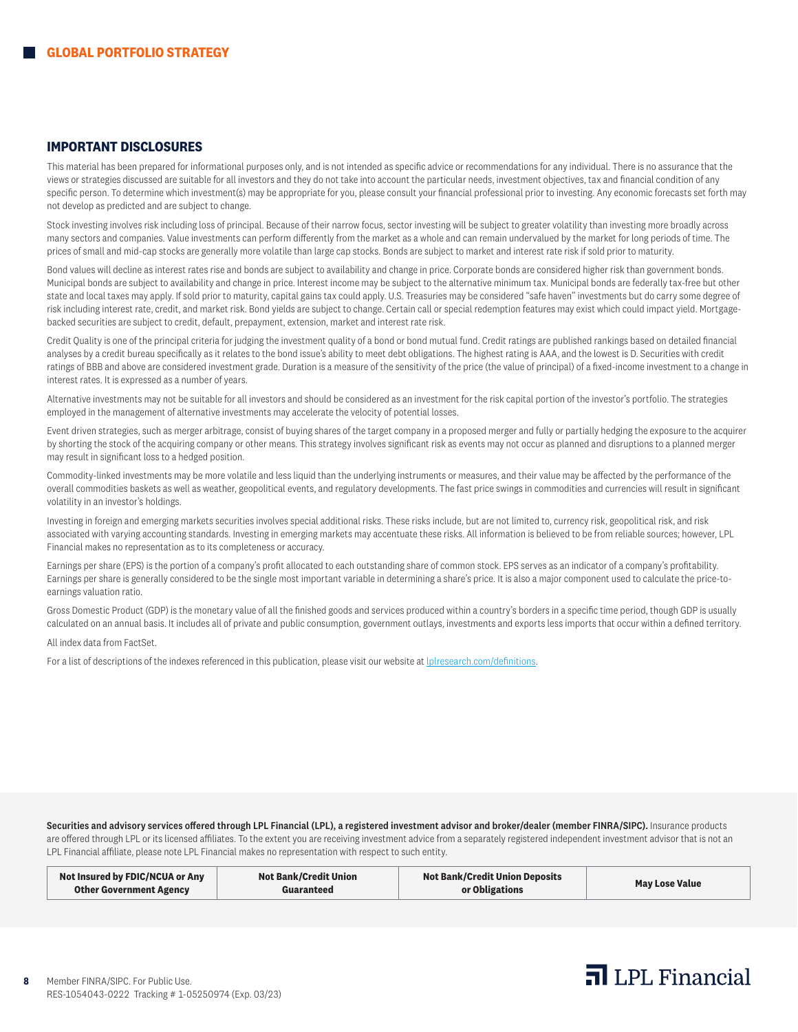## IMPORTANT DISCLOSURES

This material has been prepared for informational purposes only, and is not intended as specific advice or recommendations for any individual. There is no assurance that the views or strategies discussed are suitable for all investors and they do not take into account the particular needs, investment objectives, tax and financial condition of any specific person. To determine which investment(s) may be appropriate for you, please consult your financial professional prior to investing. Any economic forecasts set forth may not develop as predicted and are subject to change.

Stock investing involves risk including loss of principal. Because of their narrow focus, sector investing will be subject to greater volatility than investing more broadly across many sectors and companies. Value investments can perform differently from the market as a whole and can remain undervalued by the market for long periods of time. The prices of small and mid-cap stocks are generally more volatile than large cap stocks. Bonds are subject to market and interest rate risk if sold prior to maturity.

Bond values will decline as interest rates rise and bonds are subject to availability and change in price. Corporate bonds are considered higher risk than government bonds. Municipal bonds are subject to availability and change in price. Interest income may be subject to the alternative minimum tax. Municipal bonds are federally tax-free but other state and local taxes may apply. If sold prior to maturity, capital gains tax could apply. U.S. Treasuries may be considered "safe haven" investments but do carry some degree of risk including interest rate, credit, and market risk. Bond yields are subject to change. Certain call or special redemption features may exist which could impact yield. Mortgage-backed securities are subject to credit, default, prepayment, extension, market and interest rate risk.

Credit Quality is one of the principal criteria for judging the investment quality of a bond or bond mutual fund. Credit ratings are published rankings based on detailed financial analyses by a credit bureau specifically as it relates to the bond issue's ability to meet debt obligations. The highest rating is AAA, and the lowest is D. Securities with credit ratings of BBB and above are considered investment grade. Duration is a measure of the sensitivity of the price (the value of principal) of a fixed-income investment to a change in interest rates. It is expressed as a number of years.

Alternative investments may not be suitable for all investors and should be considered as an investment for the risk capital portion of the investor's portfolio. The strategies employed in the management of alternative investments may accelerate the velocity of potential losses.

Event driven strategies, such as merger arbitrage, consist of buying shares of the target company in a proposed merger and fully or partially hedging the exposure to the acquirer by shorting the stock of the acquiring company or other means. This strategy involves significant risk as events may not occur as planned and disruptions to a planned merger may result in significant loss to a hedged position.

Commodity-linked investments may be more volatile and less liquid than the underlying instruments or measures, and their value may be affected by the performance of the overall commodities baskets as well as weather, geopolitical events, and regulatory developments. The fast price swings in commodities and currencies will result in significant volatility in an investor's holdings.

Investing in foreign and emerging markets securities involves special additional risks. These risks include, but are not limited to, currency risk, geopolitical risk, and risk associated with varying accounting standards. Investing in emerging markets may accentuate these risks. All information is believed to be from reliable sources; however, LPL Financial makes no representation as to its completeness or accuracy.

Earnings per share (EPS) is the portion of a company's profit allocated to each outstanding share of common stock. EPS serves as an indicator of a company's profitability. Earnings per share is generally considered to be the single most important variable in determining a share's price. It is also a major component used to calculate the price-to-earnings valuation ratio.

Gross Domestic Product (GDP) is the monetary value of all the finished goods and services produced within a country's borders in a specific time period, though GDP is usually calculated on an annual basis. It includes all of private and public consumption, government outlays, investments and exports less imports that occur within a defined territory.

All index data from FactSet.

For a list of descriptions of the indexes referenced in this publication, please visit our website at lplresearch.com/definitions.

**Securities and advisory services offered through LPL Financial (LPL), a registered investment advisor and broker/dealer (member FINRA/SIPC).** Insurance products are offered through LPL or its licensed affiliates. To the extent you are receiving investment advice from a separately registered independent investment advisor that is not an LPL Financial affiliate, please note LPL Financial makes no representation with respect to such entity.

| | | | |
|---|---|---|---|
| **Not Insured by FDIC/NCUA or Any Other Government Agency** | **Not Bank/Credit Union Guaranteed** | **Not Bank/Credit Union Deposits or Obligations** | **May Lose Value** |

Member FINRA/SIPC. For Public Use.
RES-1054043-0222 Tracking # 1-05250974 (Exp. 03/23)

LPL Financial